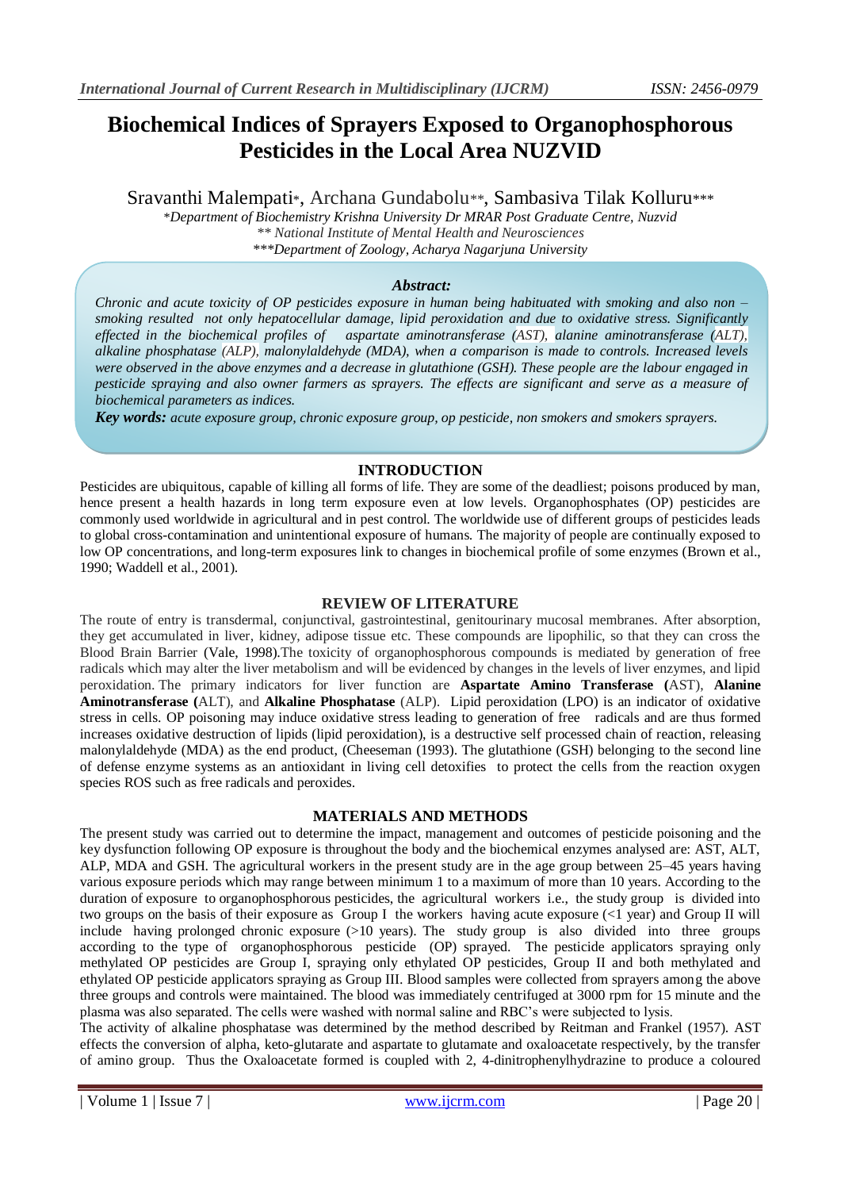# Biochemical Indices of Sprayers Exposed to Organophosphorous Pesticides in the Local Area NUZVID

Sravanthi Malempati*, Archana Gundabolu**, Sambasiva Tilak Kolluru***

*Department of Biochemistry Krishna University Dr MRAR Post Graduate Centre, Nuzvid*
*** National Institute of Mental Health and Neurosciences*
****Department of Zoology, Acharya Nagarjuna University*

***Abstract:***

*Chronic and acute toxicity of OP pesticides exposure in human being habituated with smoking and also non – smoking resulted not only hepatocellular damage, lipid peroxidation and due to oxidative stress. Significantly effected in the biochemical profiles of aspartate aminotransferase (AST), alanine aminotransferase (ALT), alkaline phosphatase (ALP), malonylaldehyde (MDA), when a comparison is made to controls. Increased levels were observed in the above enzymes and a decrease in glutathione (GSH). These people are the labour engaged in pesticide spraying and also owner farmers as sprayers. The effects are significant and serve as a measure of biochemical parameters as indices.*

***Key words:*** *acute exposure group, chronic exposure group, op pesticide, non smokers and smokers sprayers.*

## INTRODUCTION

Pesticides are ubiquitous, capable of killing all forms of life. They are some of the deadliest; poisons produced by man, hence present a health hazards in long term exposure even at low levels. Organophosphates (OP) pesticides are commonly used worldwide in agricultural and in pest control. The worldwide use of different groups of pesticides leads to global cross-contamination and unintentional exposure of humans. The majority of people are continually exposed to low OP concentrations, and long-term exposures link to changes in biochemical profile of some enzymes (Brown et al., 1990; Waddell et al., 2001).

## REVIEW OF LITERATURE

The route of entry is transdermal, conjunctival, gastrointestinal, genitourinary mucosal membranes. After absorption, they get accumulated in liver, kidney, adipose tissue etc. These compounds are lipophilic, so that they can cross the Blood Brain Barrier (Vale, 1998).The toxicity of organophosphorous compounds is mediated by generation of free radicals which may alter the liver metabolism and will be evidenced by changes in the levels of liver enzymes, and lipid peroxidation. The primary indicators for liver function are **Aspartate Amino Transferase (**AST), **Alanine Aminotransferase (**ALT), and **Alkaline Phosphatase** (ALP). Lipid peroxidation (LPO) is an indicator of oxidative stress in cells. OP poisoning may induce oxidative stress leading to generation of free radicals and are thus formed increases oxidative destruction of lipids (lipid peroxidation), is a destructive self processed chain of reaction, releasing malonylaldehyde (MDA) as the end product, (Cheeseman (1993). The glutathione (GSH) belonging to the second line of defense enzyme systems as an antioxidant in living cell detoxifies to protect the cells from the reaction oxygen species ROS such as free radicals and peroxides.

## MATERIALS AND METHODS

The present study was carried out to determine the impact, management and outcomes of pesticide poisoning and the key dysfunction following OP exposure is throughout the body and the biochemical enzymes analysed are: AST, ALT, ALP, MDA and GSH. The agricultural workers in the present study are in the age group between 25–45 years having various exposure periods which may range between minimum 1 to a maximum of more than 10 years. According to the duration of exposure to organophosphorous pesticides, the agricultural workers i.e., the study group is divided into two groups on the basis of their exposure as Group I the workers having acute exposure (<1 year) and Group II will include having prolonged chronic exposure (>10 years). The study group is also divided into three groups according to the type of organophosphorous pesticide (OP) sprayed. The pesticide applicators spraying only methylated OP pesticides are Group I, spraying only ethylated OP pesticides, Group II and both methylated and ethylated OP pesticide applicators spraying as Group III. Blood samples were collected from sprayers among the above three groups and controls were maintained. The blood was immediately centrifuged at 3000 rpm for 15 minute and the plasma was also separated. The cells were washed with normal saline and RBC's were subjected to lysis.

The activity of alkaline phosphatase was determined by the method described by Reitman and Frankel (1957). AST effects the conversion of alpha, keto-glutarate and aspartate to glutamate and oxaloacetate respectively, by the transfer of amino group. Thus the Oxaloacetate formed is coupled with 2, 4-dinitrophenylhydrazine to produce a coloured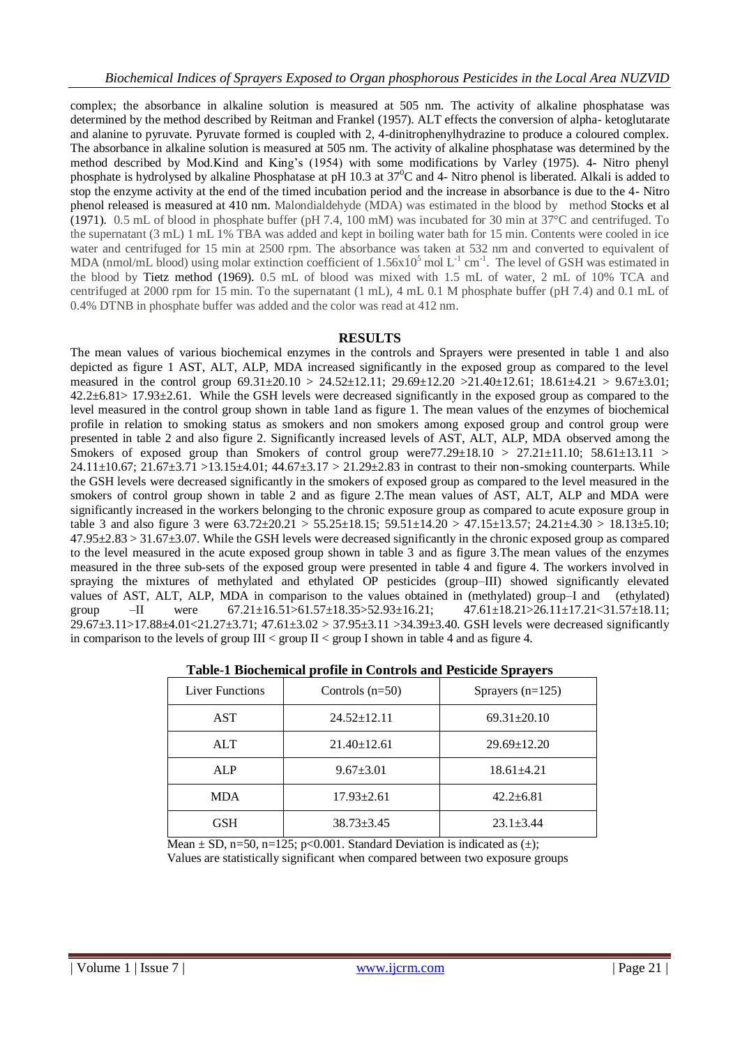complex; the absorbance in alkaline solution is measured at 505 nm. The activity of alkaline phosphatase was determined by the method described by Reitman and Frankel (1957). ALT effects the conversion of alpha- ketoglutarate and alanine to pyruvate. Pyruvate formed is coupled with 2, 4-dinitrophenylhydrazine to produce a coloured complex. The absorbance in alkaline solution is measured at 505 nm. The activity of alkaline phosphatase was determined by the method described by Mod.Kind and King's (1954) with some modifications by Varley (1975). 4- Nitro phenyl phosphate is hydrolysed by alkaline Phosphatase at pH 10.3 at $37^0$C and 4- Nitro phenol is liberated. Alkali is added to stop the enzyme activity at the end of the timed incubation period and the increase in absorbance is due to the 4- Nitro phenol released is measured at 410 nm. Malondialdehyde (MDA) was estimated in the blood by method Stocks et al (1971). 0.5 mL of blood in phosphate buffer (pH 7.4, 100 mM) was incubated for 30 min at 37°C and centrifuged. To the supernatant (3 mL) 1 mL 1% TBA was added and kept in boiling water bath for 15 min. Contents were cooled in ice water and centrifuged for 15 min at 2500 rpm. The absorbance was taken at 532 nm and converted to equivalent of MDA (nmol/mL blood) using molar extinction coefficient of $1.56x10^5$ mol $L^{-1}$ $cm^{-1}$. The level of GSH was estimated in the blood by Tietz method (1969). 0.5 mL of blood was mixed with 1.5 mL of water, 2 mL of 10% TCA and centrifuged at 2000 rpm for 15 min. To the supernatant (1 mL), 4 mL 0.1 M phosphate buffer (pH 7.4) and 0.1 mL of 0.4% DTNB in phosphate buffer was added and the color was read at 412 nm.

## RESULTS

The mean values of various biochemical enzymes in the controls and Sprayers were presented in table 1 and also depicted as figure 1 AST, ALT, ALP, MDA increased significantly in the exposed group as compared to the level measured in the control group 69.31±20.10 > 24.52±12.11; 29.69±12.20 >21.40±12.61; 18.61±4.21 > 9.67±3.01; 42.2±6.81> 17.93±2.61. While the GSH levels were decreased significantly in the exposed group as compared to the level measured in the control group shown in table 1and as figure 1. The mean values of the enzymes of biochemical profile in relation to smoking status as smokers and non smokers among exposed group and control group were presented in table 2 and also figure 2. Significantly increased levels of AST, ALT, ALP, MDA observed among the Smokers of exposed group than Smokers of control group were77.29±18.10 > 27.21±11.10; 58.61±13.11 > 24.11±10.67; 21.67±3.71 >13.15±4.01; 44.67±3.17 > 21.29±2.83 in contrast to their non-smoking counterparts. While the GSH levels were decreased significantly in the smokers of exposed group as compared to the level measured in the smokers of control group shown in table 2 and as figure 2.The mean values of AST, ALT, ALP and MDA were significantly increased in the workers belonging to the chronic exposure group as compared to acute exposure group in table 3 and also figure 3 were 63.72±20.21 > 55.25±18.15; 59.51±14.20 > 47.15±13.57; 24.21±4.30 > 18.13±5.10; 47.95±2.83 > 31.67±3.07. While the GSH levels were decreased significantly in the chronic exposed group as compared to the level measured in the acute exposed group shown in table 3 and as figure 3.The mean values of the enzymes measured in the three sub-sets of the exposed group were presented in table 4 and figure 4. The workers involved in spraying the mixtures of methylated and ethylated OP pesticides (group–III) showed significantly elevated values of AST, ALT, ALP, MDA in comparison to the values obtained in (methylated) group–I and (ethylated) group –II were 67.21±16.51>61.57±18.35>52.93±16.21; 47.61±18.21>26.11±17.21<31.57±18.11; 29.67±3.11>17.88±4.01<21.27±3.71; 47.61±3.02 > 37.95±3.11 >34.39±3.40. GSH levels were decreased significantly in comparison to the levels of group III < group II < group I shown in table 4 and as figure 4.

**Table-1 Biochemical profile in Controls and Pesticide Sprayers**

| Liver Functions | Controls (n=50) | Sprayers (n=125) |
|---|---|---|
| AST | 24.52±12.11 | 69.31±20.10 |
| ALT | 21.40±12.61 | 29.69±12.20 |
| ALP | 9.67±3.01 | 18.61±4.21 |
| MDA | 17.93±2.61 | 42.2±6.81 |
| GSH | 38.73±3.45 | 23.1±3.44 |

Mean ± SD, n=50, n=125; $p<0.001$. Standard Deviation is indicated as (±);
Values are statistically significant when compared between two exposure groups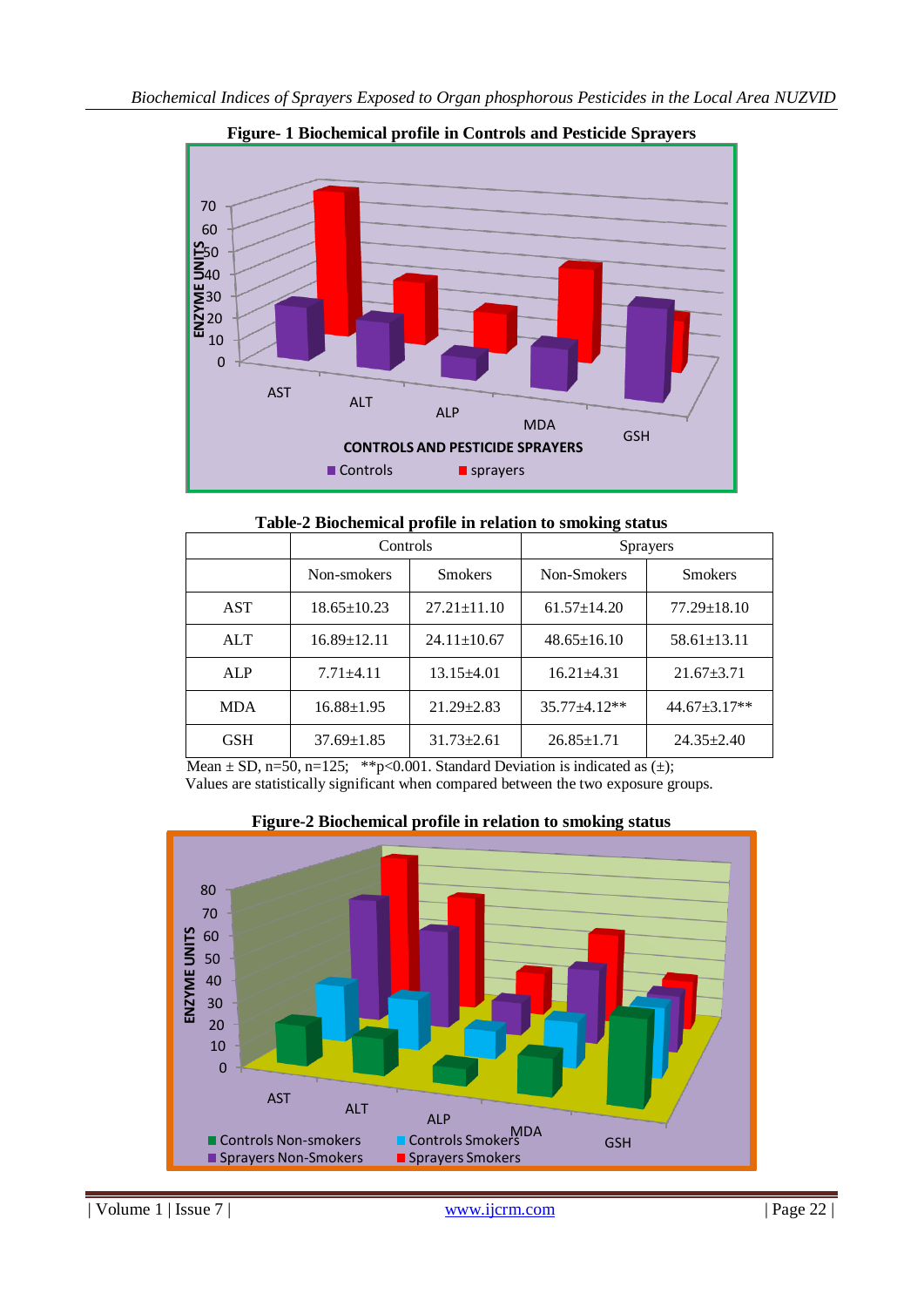**Figure- 1 Biochemical profile in Controls and Pesticide Sprayers**

**Table-2 Biochemical profile in relation to smoking status**

| | Controls | | Sprayers | |
|---|---|---|---|---|
| | Non-smokers | Smokers | Non-Smokers | Smokers |
| AST | 18.65±10.23 | 27.21±11.10 | 61.57±14.20 | 77.29±18.10 |
| ALT | 16.89±12.11 | 24.11±10.67 | 48.65±16.10 | 58.61±13.11 |
| ALP | 7.71±4.11 | 13.15±4.01 | 16.21±4.31 | 21.67±3.71 |
| MDA | 16.88±1.95 | 21.29±2.83 | 35.77±4.12** | 44.67±3.17** |
| GSH | 37.69±1.85 | 31.73±2.61 | 26.85±1.71 | 24.35±2.40 |

Mean ± SD, n=50, n=125; **p<0.001. Standard Deviation is indicated as (±);
Values are statistically significant when compared between the two exposure groups.

**Figure-2 Biochemical profile in relation to smoking status**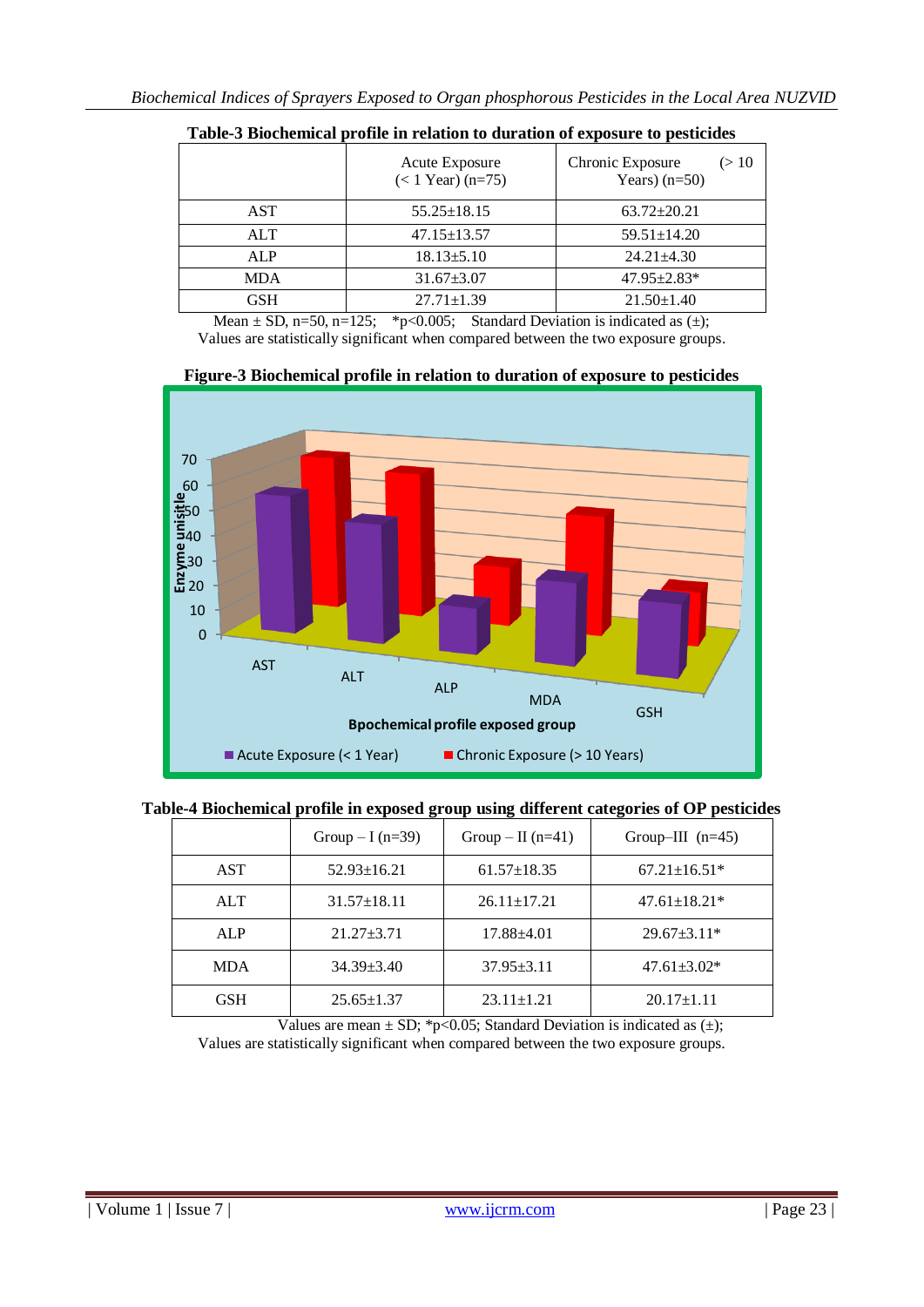**Table-3 Biochemical profile in relation to duration of exposure to pesticides**

| | Acute Exposure (< 1 Year) (n=75) | Chronic Exposure (> 10 Years) (n=50) |
|---|---|---|
| AST | 55.25±18.15 | 63.72±20.21 |
| ALT | 47.15±13.57 | 59.51±14.20 |
| ALP | 18.13±5.10 | 24.21±4.30 |
| MDA | 31.67±3.07 | 47.95±2.83* |
| GSH | 27.71±1.39 | 21.50±1.40 |

Mean ± SD, n=50, n=125; *p<0.005; Standard Deviation is indicated as (±); Values are statistically significant when compared between the two exposure groups.

**Figure-3 Biochemical profile in relation to duration of exposure to pesticides**

**Table-4 Biochemical profile in exposed group using different categories of OP pesticides**

| | Group – I (n=39) | Group – II (n=41) | Group–III (n=45) |
|---|---|---|---|
| AST | 52.93±16.21 | 61.57±18.35 | 67.21±16.51* |
| ALT | 31.57±18.11 | 26.11±17.21 | 47.61±18.21* |
| ALP | 21.27±3.71 | 17.88±4.01 | 29.67±3.11* |
| MDA | 34.39±3.40 | 37.95±3.11 | 47.61±3.02* |
| GSH | 25.65±1.37 | 23.11±1.21 | 20.17±1.11 |

Values are mean ± SD; *p<0.05; Standard Deviation is indicated as (±); Values are statistically significant when compared between the two exposure groups.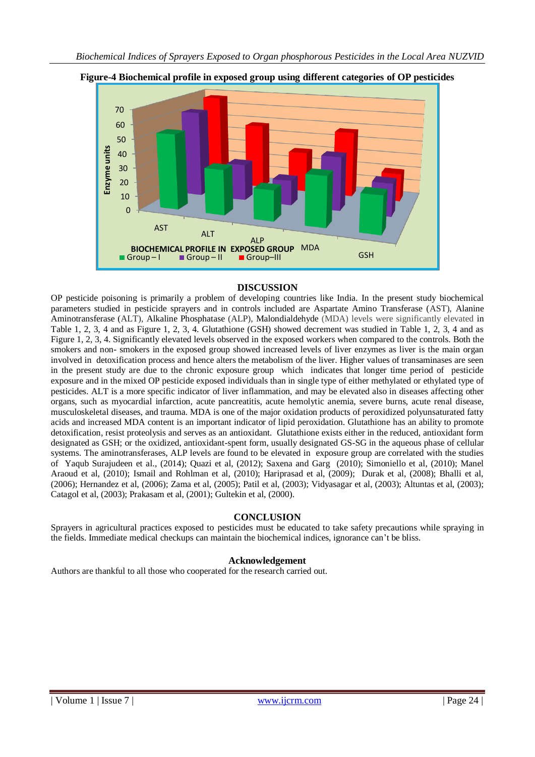**Figure-4 Biochemical profile in exposed group using different categories of OP pesticides**

## DISCUSSION

OP pesticide poisoning is primarily a problem of developing countries like India. In the present study biochemical parameters studied in pesticide sprayers and in controls included are Aspartate Amino Transferase (AST), Alanine Aminotransferase (ALT), Alkaline Phosphatase (ALP), Malondialdehyde (MDA) levels were significantly elevated in Table 1, 2, 3, 4 and as Figure 1, 2, 3, 4. Glutathione (GSH) showed decrement was studied in Table 1, 2, 3, 4 and as Figure 1, 2, 3, 4. Significantly elevated levels observed in the exposed workers when compared to the controls. Both the smokers and non- smokers in the exposed group showed increased levels of liver enzymes as liver is the main organ involved in detoxification process and hence alters the metabolism of the liver. Higher values of transaminases are seen in the present study are due to the chronic exposure group which indicates that longer time period of pesticide exposure and in the mixed OP pesticide exposed individuals than in single type of either methylated or ethylated type of pesticides. ALT is a more specific indicator of liver inflammation, and may be elevated also in diseases affecting other organs, such as myocardial infarction, acute pancreatitis, acute hemolytic anemia, severe burns, acute renal disease, musculoskeletal diseases, and trauma. MDA is one of the major oxidation products of peroxidized polyunsaturated fatty acids and increased MDA content is an important indicator of lipid peroxidation. Glutathione has an ability to promote detoxification, resist proteolysis and serves as an antioxidant. Glutathione exists either in the reduced, antioxidant form designated as GSH; or the oxidized, antioxidant-spent form, usually designated GS-SG in the aqueous phase of cellular systems. The aminotransferases, ALP levels are found to be elevated in exposure group are correlated with the studies of Yaqub Surajudeen et al., (2014); Quazi et al, (2012); Saxena and Garg (2010); Simoniello et al, (2010); Manel Araoud et al, (2010); Ismail and Rohlman et al, (2010); Hariprasad et al, (2009); Durak et al, (2008); Bhalli et al, (2006); Hernandez et al, (2006); Zama et al, (2005); Patil et al, (2003); Vidyasagar et al, (2003); Altuntas et al, (2003); Catagol et al, (2003); Prakasam et al, (2001); Gultekin et al, (2000).

## CONCLUSION

Sprayers in agricultural practices exposed to pesticides must be educated to take safety precautions while spraying in the fields. Immediate medical checkups can maintain the biochemical indices, ignorance can't be bliss.

## Acknowledgement

Authors are thankful to all those who cooperated for the research carried out.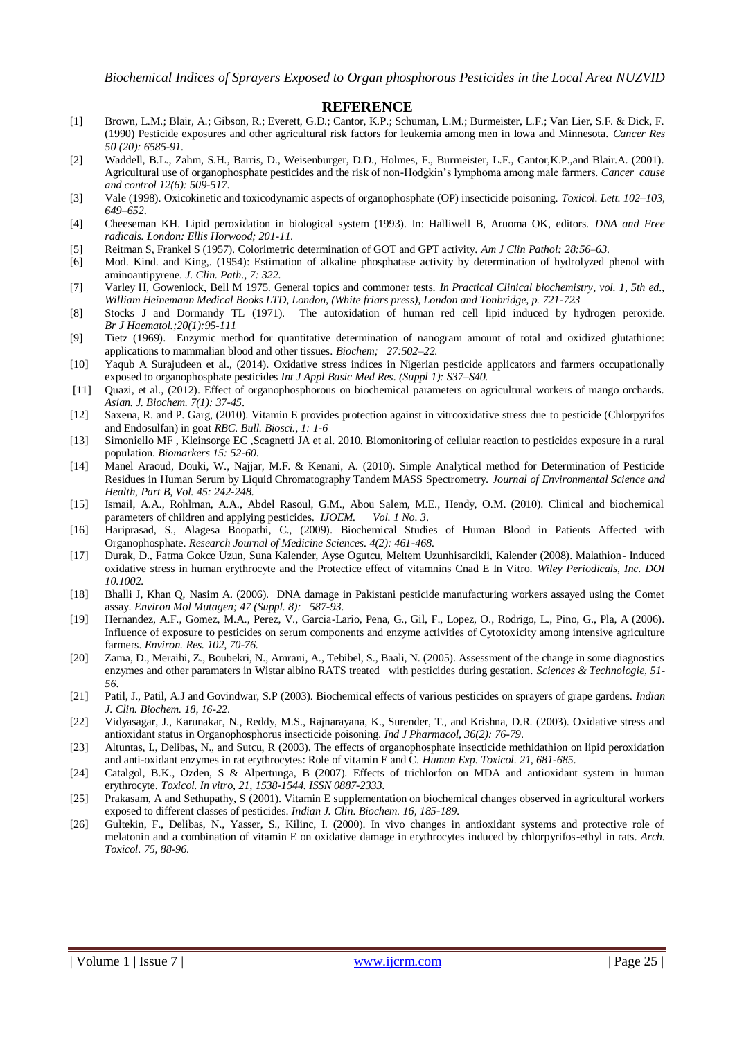## REFERENCE

[1] Brown, L.M.; Blair, A.; Gibson, R.; Everett, G.D.; Cantor, K.P.; Schuman, L.M.; Burmeister, L.F.; Van Lier, S.F. & Dick, F. (1990) Pesticide exposures and other agricultural risk factors for leukemia among men in Iowa and Minnesota. *Cancer Res 50 (20): 6585-91.*

[2] Waddell, B.L., Zahm, S.H., Barris, D., Weisenburger, D.D., Holmes, F., Burmeister, L.F., Cantor,K.P.,and Blair.A. (2001). Agricultural use of organophosphate pesticides and the risk of non-Hodgkin's lymphoma among male farmers. *Cancer cause and control 12(6): 509-517.*

[3] Vale (1998). Oxicokinetic and toxicodynamic aspects of organophosphate (OP) insecticide poisoning. *Toxicol. Lett. 102–103, 649–652.*

[4] Cheeseman KH. Lipid peroxidation in biological system (1993). In: Halliwell B, Aruoma OK, editors. *DNA and Free radicals. London: Ellis Horwood; 201-11.*

[5] Reitman S, Frankel S (1957). Colorimetric determination of GOT and GPT activity. *Am J Clin Pathol: 28:56–63.*

[6] Mod. Kind. and King,. (1954): Estimation of alkaline phosphatase activity by determination of hydrolyzed phenol with aminoantipyrene. *J. Clin. Path., 7: 322.*

[7] Varley H, Gowenlock, Bell M 1975. General topics and commoner tests. *In Practical Clinical biochemistry, vol. 1, 5th ed., William Heinemann Medical Books LTD, London, (White friars press), London and Tonbridge, p. 721-723*

[8] Stocks J and Dormandy TL (1971). The autoxidation of human red cell lipid induced by hydrogen peroxide. *Br J Haematol.;20(1):95-111*

[9] Tietz (1969). Enzymic method for quantitative determination of nanogram amount of total and oxidized glutathione: applications to mammalian blood and other tissues. *Biochem; 27:502–22.*

[10] Yaqub A Surajudeen et al., (2014). Oxidative stress indices in Nigerian pesticide applicators and farmers occupationally exposed to organophosphate pesticides *Int J Appl Basic Med Res. (Suppl 1): S37–S40.*

[11] Quazi, et al., (2012). Effect of organophosphorous on biochemical parameters on agricultural workers of mango orchards. *Asian. J. Biochem. 7(1): 37-45.*

[12] Saxena, R. and P. Garg, (2010). Vitamin E provides protection against in vitrooxidative stress due to pesticide (Chlorpyrifos and Endosulfan) in goat *RBC. Bull. Biosci., 1: 1-6*

[13] Simoniello MF , Kleinsorge EC ,Scagnetti JA et al. 2010. Biomonitoring of cellular reaction to pesticides exposure in a rural population. *Biomarkers 15: 52-60.*

[14] Manel Araoud, Douki, W., Najjar, M.F. & Kenani, A. (2010). Simple Analytical method for Determination of Pesticide Residues in Human Serum by Liquid Chromatography Tandem MASS Spectrometry. *Journal of Environmental Science and Health, Part B, Vol. 45: 242-248.*

[15] Ismail, A.A., Rohlman, A.A., Abdel Rasoul, G.M., Abou Salem, M.E., Hendy, O.M. (2010). Clinical and biochemical parameters of children and applying pesticides. *IJOEM. Vol. 1 No. 3.*

[16] Hariprasad, S., Alagesa Boopathi, C., (2009). Biochemical Studies of Human Blood in Patients Affected with Organophosphate. *Research Journal of Medicine Sciences. 4(2): 461-468.*

[17] Durak, D., Fatma Gokce Uzun, Suna Kalender, Ayse Ogutcu, Meltem Uzunhisarcikli, Kalender (2008). Malathion- Induced oxidative stress in human erythrocyte and the Protectice effect of vitamnins Cnad E In Vitro. *Wiley Periodicals, Inc. DOI 10.1002.*

[18] Bhalli J, Khan Q, Nasim A. (2006). DNA damage in Pakistani pesticide manufacturing workers assayed using the Comet assay. *Environ Mol Mutagen; 47 (Suppl. 8): 587-93.*

[19] Hernandez, A.F., Gomez, M.A., Perez, V., Garcia-Lario, Pena, G., Gil, F., Lopez, O., Rodrigo, L., Pino, G., Pla, A (2006). Influence of exposure to pesticides on serum components and enzyme activities of Cytotoxicity among intensive agriculture farmers. *Environ. Res. 102, 70-76.*

[20] Zama, D., Meraihi, Z., Boubekri, N., Amrani, A., Tebibel, S., Baali, N. (2005). Assessment of the change in some diagnostics enzymes and other paramaters in Wistar albino RATS treated with pesticides during gestation. *Sciences & Technologie, 51-56.*

[21] Patil, J., Patil, A.J and Govindwar, S.P (2003). Biochemical effects of various pesticides on sprayers of grape gardens. *Indian J. Clin. Biochem. 18, 16-22.*

[22] Vidyasagar, J., Karunakar, N., Reddy, M.S., Rajnarayana, K., Surender, T., and Krishna, D.R. (2003). Oxidative stress and antioxidant status in Organophosphorus insecticide poisoning. *Ind J Pharmacol, 36(2): 76-79.*

[23] Altuntas, I., Delibas, N., and Sutcu, R (2003). The effects of organophosphate insecticide methidathion on lipid peroxidation and anti-oxidant enzymes in rat erythrocytes: Role of vitamin E and C. *Human Exp. Toxicol. 21, 681-685.*

[24] Catalgol, B.K., Ozden, S & Alpertunga, B (2007). Effects of trichlorfon on MDA and antioxidant system in human erythrocyte. *Toxicol. In vitro, 21, 1538-1544. ISSN 0887-2333.*

[25] Prakasam, A and Sethupathy, S (2001). Vitamin E supplementation on biochemical changes observed in agricultural workers exposed to different classes of pesticides. *Indian J. Clin. Biochem. 16, 185-189.*

[26] Gultekin, F., Delibas, N., Yasser, S., Kilinc, I. (2000). In vivo changes in antioxidant systems and protective role of melatonin and a combination of vitamin E on oxidative damage in erythrocytes induced by chlorpyrifos-ethyl in rats. *Arch. Toxicol. 75, 88-96.*